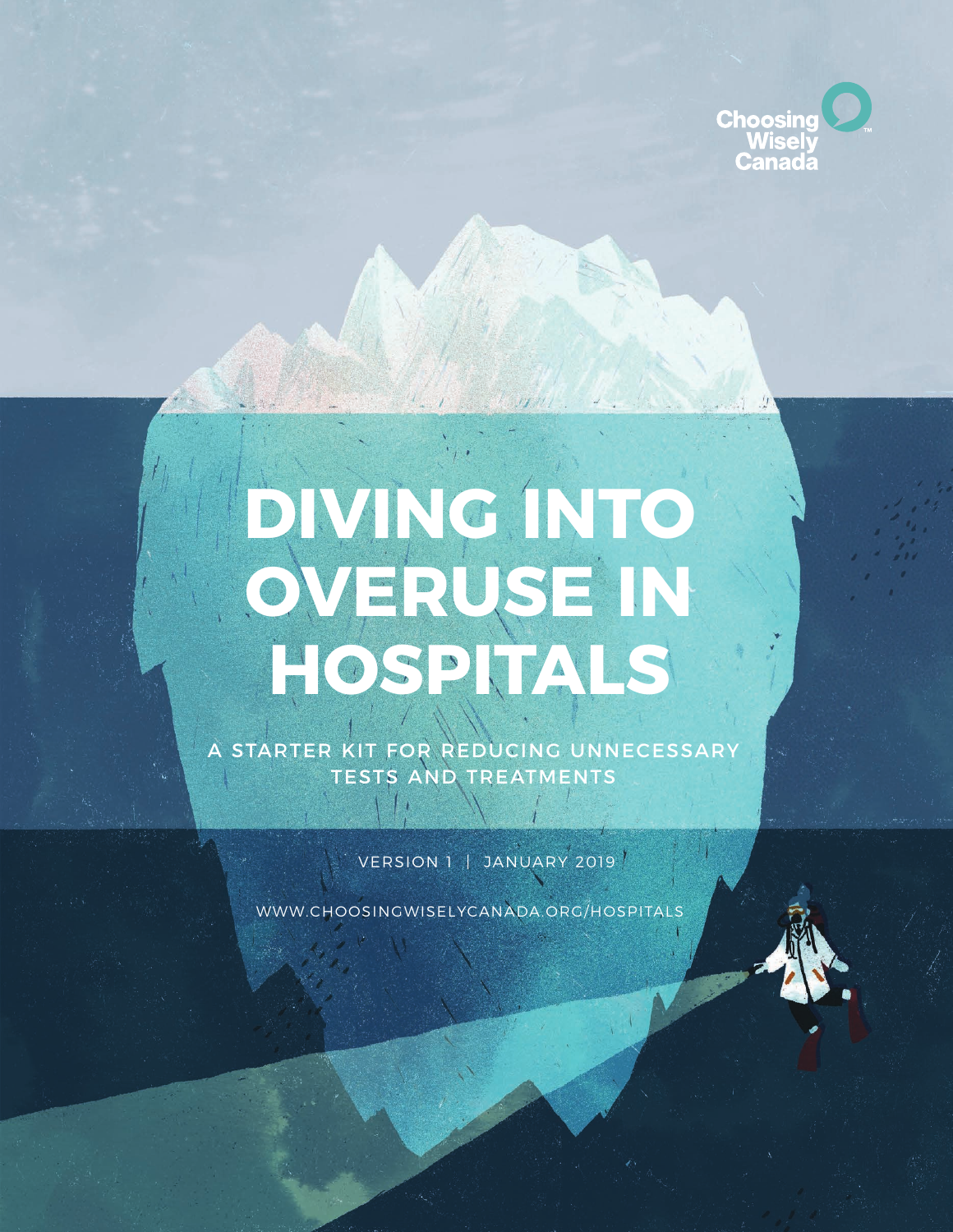Choosing Wisely Canada™

# DIVING INTO OVERUSE IN HOSPITALS

## A STARTER KIT FOR REDUCING UNNECESSARY TESTS AND TREATMENTS

VERSION 1 | JANUARY 2019

WWW.CHOOSINGWISELYCANADA.ORG/HOSPITALS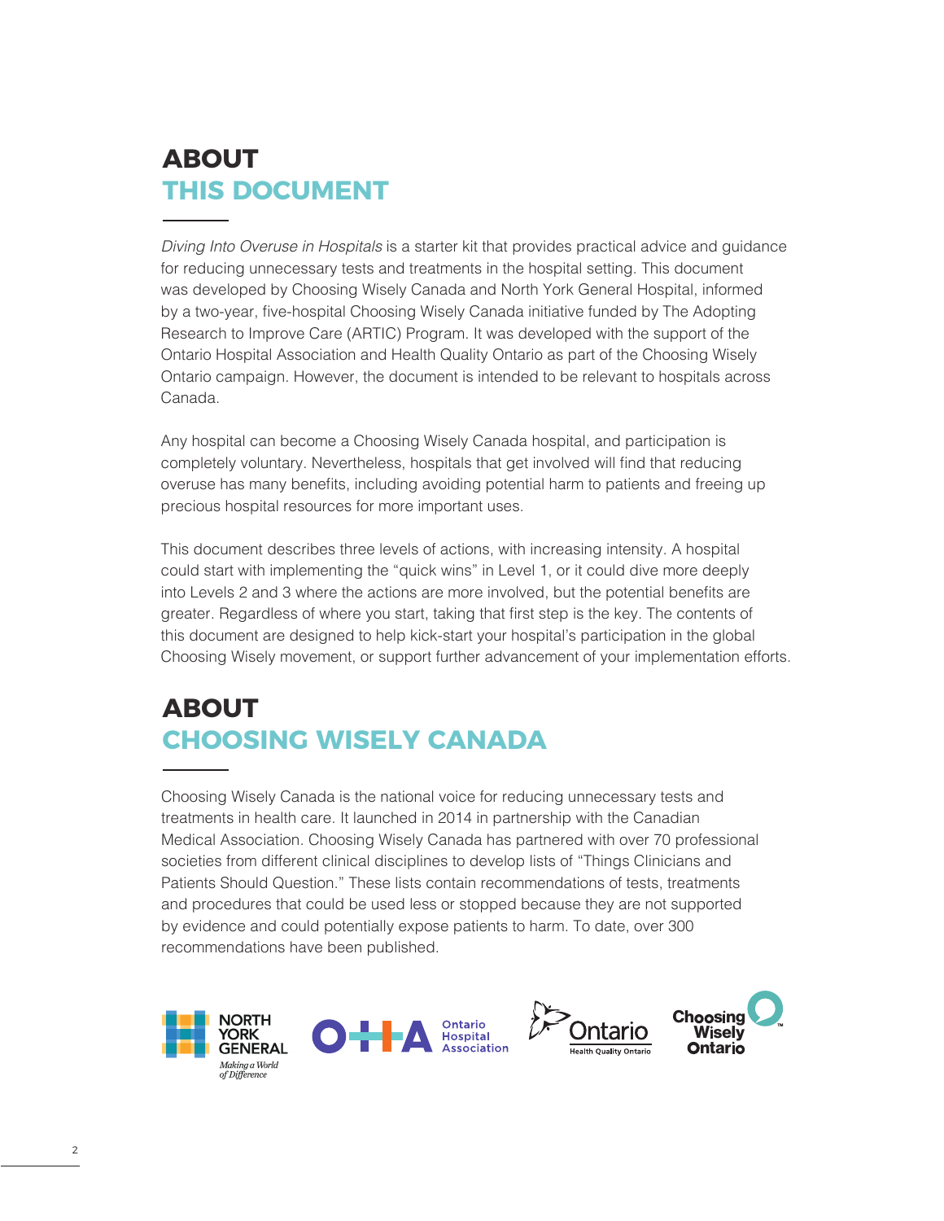# ABOUT THIS DOCUMENT

*Diving Into Overuse in Hospitals* is a starter kit that provides practical advice and guidance for reducing unnecessary tests and treatments in the hospital setting. This document was developed by Choosing Wisely Canada and North York General Hospital, informed by a two-year, five-hospital Choosing Wisely Canada initiative funded by The Adopting Research to Improve Care (ARTIC) Program. It was developed with the support of the Ontario Hospital Association and Health Quality Ontario as part of the Choosing Wisely Ontario campaign. However, the document is intended to be relevant to hospitals across Canada.

Any hospital can become a Choosing Wisely Canada hospital, and participation is completely voluntary. Nevertheless, hospitals that get involved will find that reducing overuse has many benefits, including avoiding potential harm to patients and freeing up precious hospital resources for more important uses.

This document describes three levels of actions, with increasing intensity. A hospital could start with implementing the "quick wins" in Level 1, or it could dive more deeply into Levels 2 and 3 where the actions are more involved, but the potential benefits are greater. Regardless of where you start, taking that first step is the key. The contents of this document are designed to help kick-start your hospital's participation in the global Choosing Wisely movement, or support further advancement of your implementation efforts.

# ABOUT CHOOSING WISELY CANADA

Choosing Wisely Canada is the national voice for reducing unnecessary tests and treatments in health care. It launched in 2014 in partnership with the Canadian Medical Association. Choosing Wisely Canada has partnered with over 70 professional societies from different clinical disciplines to develop lists of "Things Clinicians and Patients Should Question." These lists contain recommendations of tests, treatments and procedures that could be used less or stopped because they are not supported by evidence and could potentially expose patients to harm. To date, over 300 recommendations have been published.

NORTH YORK GENERAL *Making a World of Difference* | Ontario Hospital Association | Ontario Health Quality Ontario | Choosing Wisely Ontario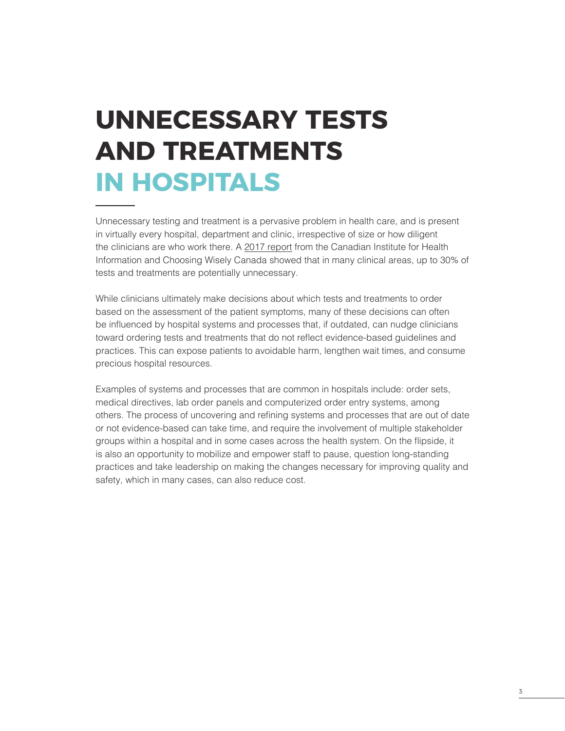# UNNECESSARY TESTS AND TREATMENTS IN HOSPITALS

Unnecessary testing and treatment is a pervasive problem in health care, and is present in virtually every hospital, department and clinic, irrespective of size or how diligent the clinicians are who work there. A 2017 report from the Canadian Institute for Health Information and Choosing Wisely Canada showed that in many clinical areas, up to 30% of tests and treatments are potentially unnecessary.

While clinicians ultimately make decisions about which tests and treatments to order based on the assessment of the patient symptoms, many of these decisions can often be influenced by hospital systems and processes that, if outdated, can nudge clinicians toward ordering tests and treatments that do not reflect evidence-based guidelines and practices. This can expose patients to avoidable harm, lengthen wait times, and consume precious hospital resources.

Examples of systems and processes that are common in hospitals include: order sets, medical directives, lab order panels and computerized order entry systems, among others. The process of uncovering and refining systems and processes that are out of date or not evidence-based can take time, and require the involvement of multiple stakeholder groups within a hospital and in some cases across the health system. On the flipside, it is also an opportunity to mobilize and empower staff to pause, question long-standing practices and take leadership on making the changes necessary for improving quality and safety, which in many cases, can also reduce cost.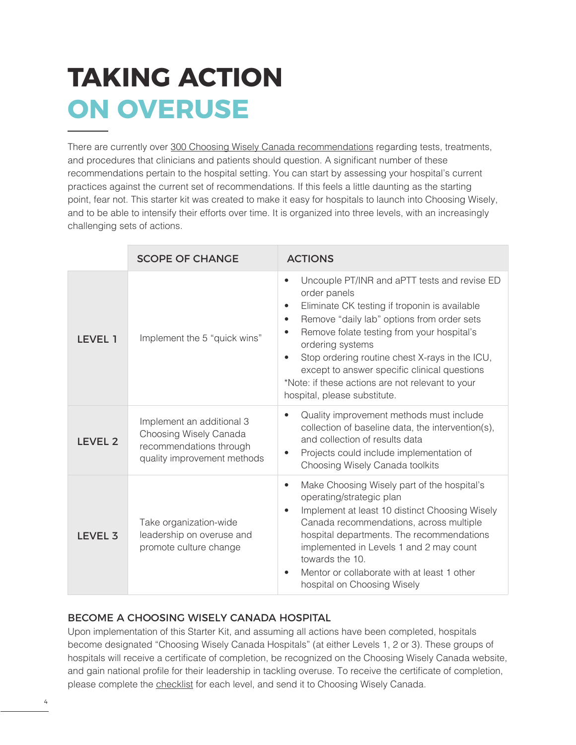# TAKING ACTION ON OVERUSE

There are currently over 300 Choosing Wisely Canada recommendations regarding tests, treatments, and procedures that clinicians and patients should question. A significant number of these recommendations pertain to the hospital setting. You can start by assessing your hospital's current practices against the current set of recommendations. If this feels a little daunting as the starting point, fear not. This starter kit was created to make it easy for hospitals to launch into Choosing Wisely, and to be able to intensify their efforts over time. It is organized into three levels, with an increasingly challenging sets of actions.

| | SCOPE OF CHANGE | ACTIONS |
|---|---|---|
| **LEVEL 1** | Implement the 5 "quick wins" | • Uncouple PT/INR and aPTT tests and revise ED order panels<br>• Eliminate CK testing if troponin is available<br>• Remove "daily lab" options from order sets<br>• Remove folate testing from your hospital's ordering systems<br>• Stop ordering routine chest X-rays in the ICU, except to answer specific clinical questions<br>*Note: if these actions are not relevant to your hospital, please substitute. |
| **LEVEL 2** | Implement an additional 3 Choosing Wisely Canada recommendations through quality improvement methods | • Quality improvement methods must include collection of baseline data, the intervention(s), and collection of results data<br>• Projects could include implementation of Choosing Wisely Canada toolkits |
| **LEVEL 3** | Take organization-wide leadership on overuse and promote culture change | • Make Choosing Wisely part of the hospital's operating/strategic plan<br>• Implement at least 10 distinct Choosing Wisely Canada recommendations, across multiple hospital departments. The recommendations implemented in Levels 1 and 2 may count towards the 10.<br>• Mentor or collaborate with at least 1 other hospital on Choosing Wisely |

## BECOME A CHOOSING WISELY CANADA HOSPITAL

Upon implementation of this Starter Kit, and assuming all actions have been completed, hospitals become designated "Choosing Wisely Canada Hospitals" (at either Levels 1, 2 or 3). These groups of hospitals will receive a certificate of completion, be recognized on the Choosing Wisely Canada website, and gain national profile for their leadership in tackling overuse. To receive the certificate of completion, please complete the checklist for each level, and send it to Choosing Wisely Canada.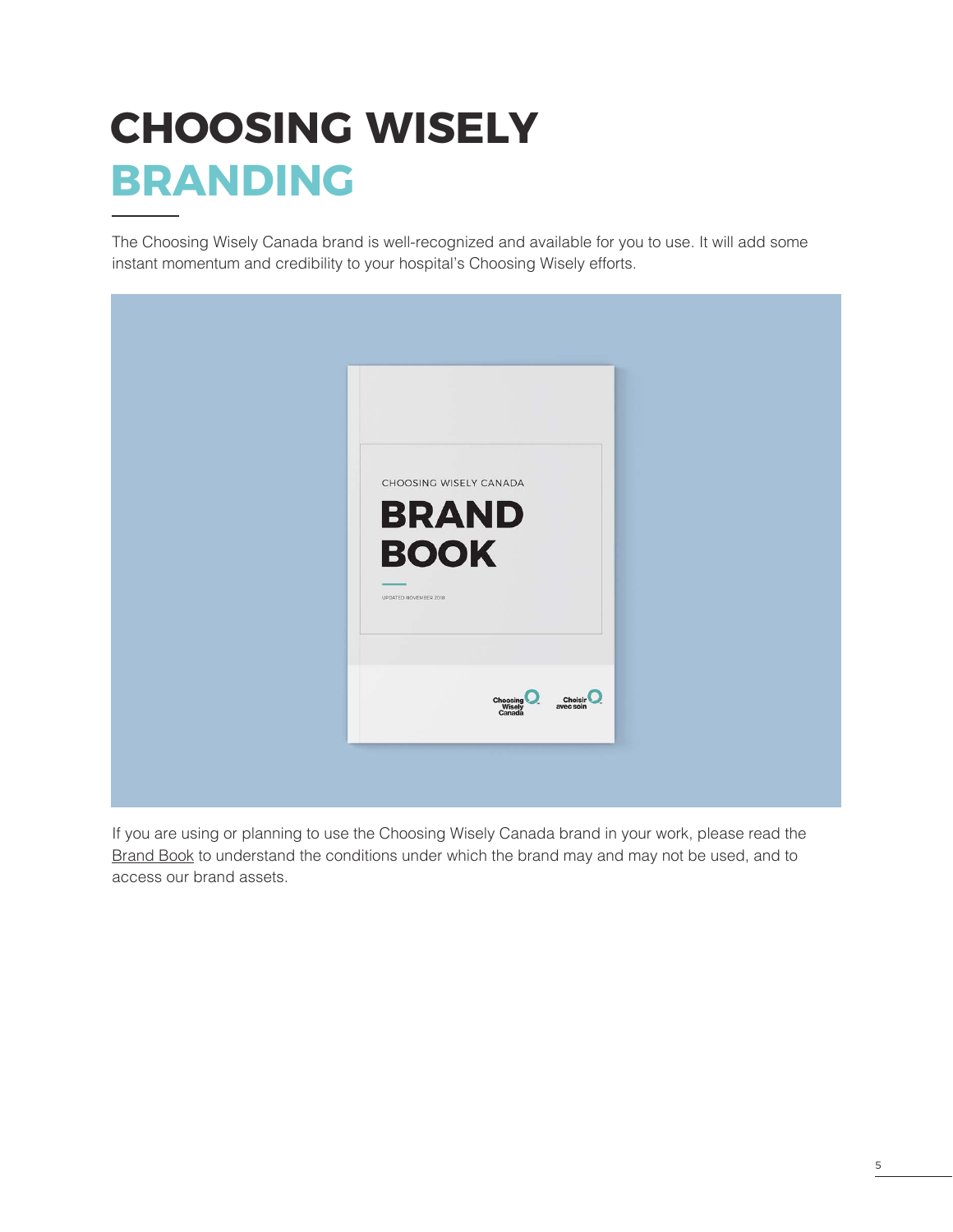# CHOOSING WISELY BRANDING

The Choosing Wisely Canada brand is well-recognized and available for you to use. It will add some instant momentum and credibility to your hospital's Choosing Wisely efforts.

If you are using or planning to use the Choosing Wisely Canada brand in your work, please read the Brand Book to understand the conditions under which the brand may and may not be used, and to access our brand assets.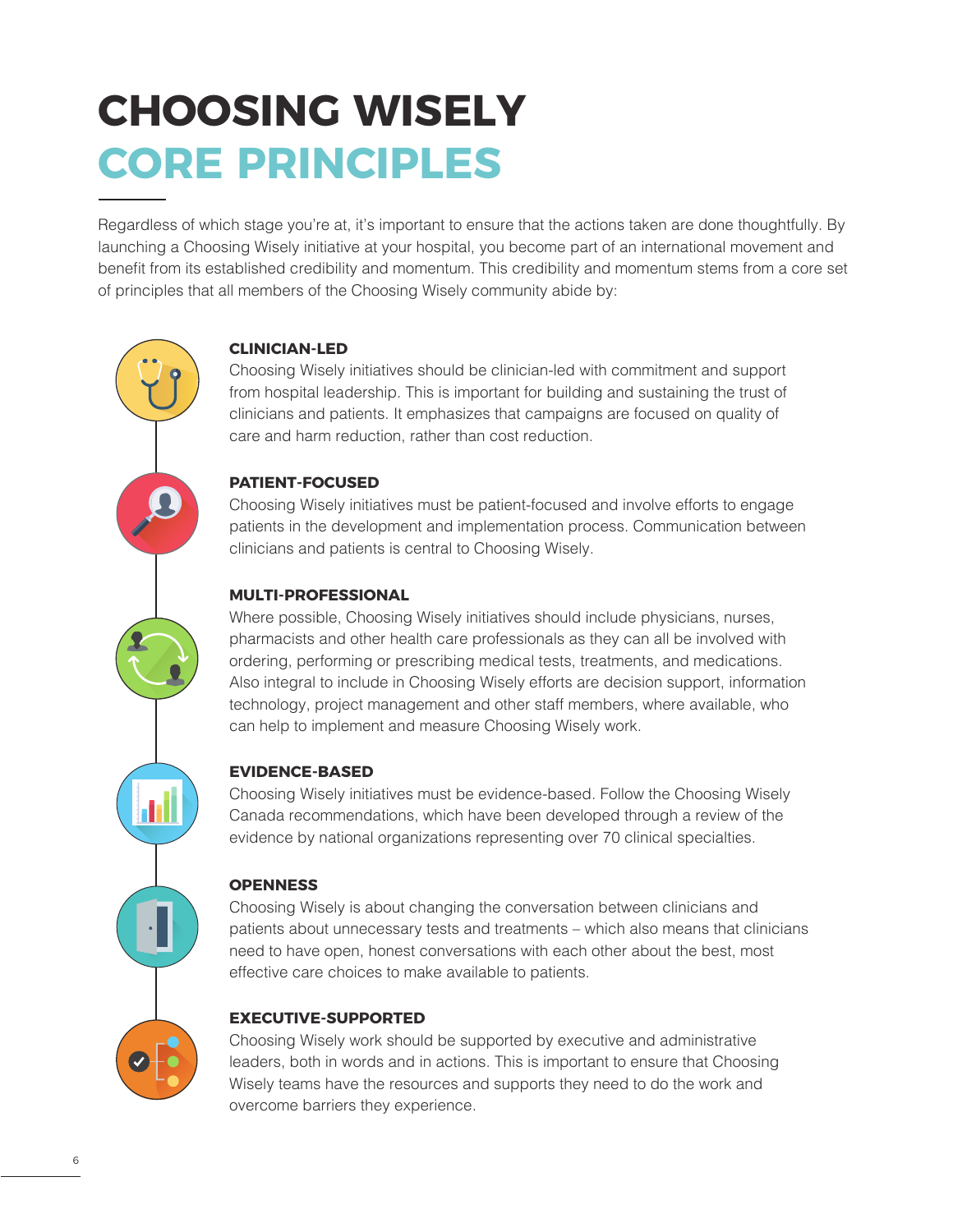# CHOOSING WISELY CORE PRINCIPLES

Regardless of which stage you're at, it's important to ensure that the actions taken are done thoughtfully. By launching a Choosing Wisely initiative at your hospital, you become part of an international movement and benefit from its established credibility and momentum. This credibility and momentum stems from a core set of principles that all members of the Choosing Wisely community abide by:

### CLINICIAN-LED

Choosing Wisely initiatives should be clinician-led with commitment and support from hospital leadership. This is important for building and sustaining the trust of clinicians and patients. It emphasizes that campaigns are focused on quality of care and harm reduction, rather than cost reduction.

### PATIENT-FOCUSED

Choosing Wisely initiatives must be patient-focused and involve efforts to engage patients in the development and implementation process. Communication between clinicians and patients is central to Choosing Wisely.

### MULTI-PROFESSIONAL

Where possible, Choosing Wisely initiatives should include physicians, nurses, pharmacists and other health care professionals as they can all be involved with ordering, performing or prescribing medical tests, treatments, and medications. Also integral to include in Choosing Wisely efforts are decision support, information technology, project management and other staff members, where available, who can help to implement and measure Choosing Wisely work.

### EVIDENCE-BASED

Choosing Wisely initiatives must be evidence-based. Follow the Choosing Wisely Canada recommendations, which have been developed through a review of the evidence by national organizations representing over 70 clinical specialties.

### OPENNESS

Choosing Wisely is about changing the conversation between clinicians and patients about unnecessary tests and treatments – which also means that clinicians need to have open, honest conversations with each other about the best, most effective care choices to make available to patients.

### EXECUTIVE-SUPPORTED

Choosing Wisely work should be supported by executive and administrative leaders, both in words and in actions. This is important to ensure that Choosing Wisely teams have the resources and supports they need to do the work and overcome barriers they experience.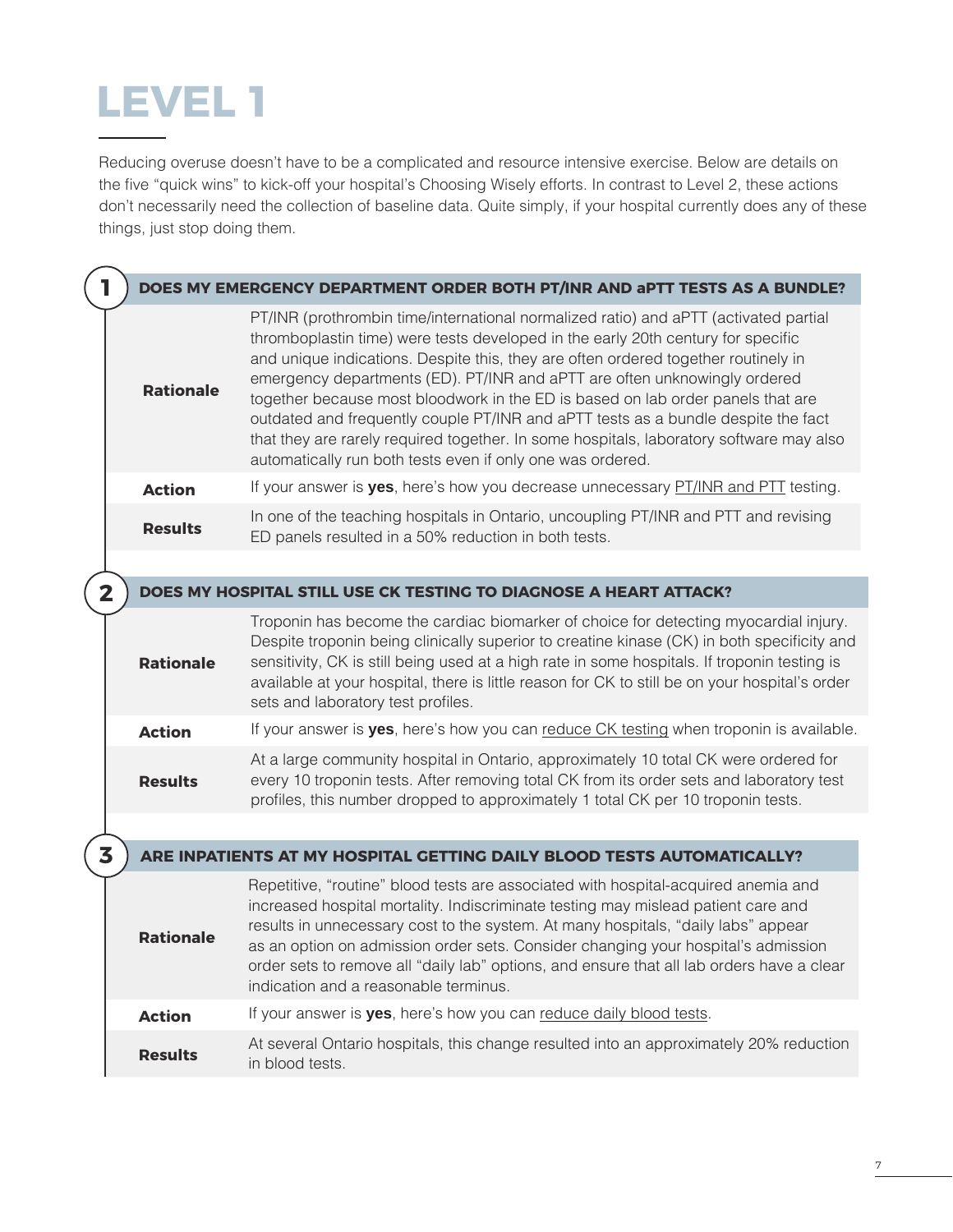# LEVEL 1

Reducing overuse doesn't have to be a complicated and resource intensive exercise. Below are details on the five "quick wins" to kick-off your hospital's Choosing Wisely efforts. In contrast to Level 2, these actions don't necessarily need the collection of baseline data. Quite simply, if your hospital currently does any of these things, just stop doing them.

## 1 DOES MY EMERGENCY DEPARTMENT ORDER BOTH PT/INR AND aPTT TESTS AS A BUNDLE?

| | |
|---|---|
| **Rationale** | PT/INR (prothrombin time/international normalized ratio) and aPTT (activated partial thromboplastin time) were tests developed in the early 20th century for specific and unique indications. Despite this, they are often ordered together routinely in emergency departments (ED). PT/INR and aPTT are often unknowingly ordered together because most bloodwork in the ED is based on lab order panels that are outdated and frequently couple PT/INR and aPTT tests as a bundle despite the fact that they are rarely required together. In some hospitals, laboratory software may also automatically run both tests even if only one was ordered. |
| **Action** | If your answer is **yes**, here's how you decrease unnecessary PT/INR and PTT testing. |
| **Results** | In one of the teaching hospitals in Ontario, uncoupling PT/INR and PTT and revising ED panels resulted in a 50% reduction in both tests. |

## 2 DOES MY HOSPITAL STILL USE CK TESTING TO DIAGNOSE A HEART ATTACK?

| | |
|---|---|
| **Rationale** | Troponin has become the cardiac biomarker of choice for detecting myocardial injury. Despite troponin being clinically superior to creatine kinase (CK) in both specificity and sensitivity, CK is still being used at a high rate in some hospitals. If troponin testing is available at your hospital, there is little reason for CK to still be on your hospital's order sets and laboratory test profiles. |
| **Action** | If your answer is **yes**, here's how you can reduce CK testing when troponin is available. |
| **Results** | At a large community hospital in Ontario, approximately 10 total CK were ordered for every 10 troponin tests. After removing total CK from its order sets and laboratory test profiles, this number dropped to approximately 1 total CK per 10 troponin tests. |

## 3 ARE INPATIENTS AT MY HOSPITAL GETTING DAILY BLOOD TESTS AUTOMATICALLY?

| | |
|---|---|
| **Rationale** | Repetitive, "routine" blood tests are associated with hospital-acquired anemia and increased hospital mortality. Indiscriminate testing may mislead patient care and results in unnecessary cost to the system. At many hospitals, "daily labs" appear as an option on admission order sets. Consider changing your hospital's admission order sets to remove all "daily lab" options, and ensure that all lab orders have a clear indication and a reasonable terminus. |
| **Action** | If your answer is **yes**, here's how you can reduce daily blood tests. |
| **Results** | At several Ontario hospitals, this change resulted into an approximately 20% reduction in blood tests. |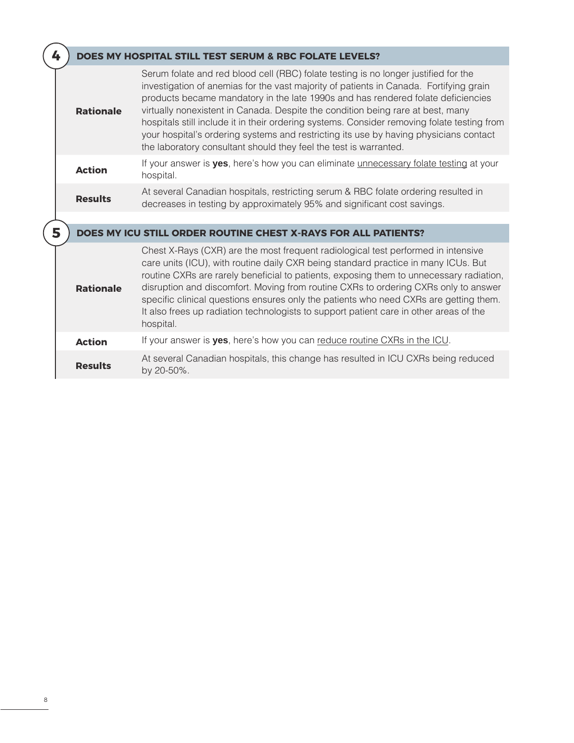## 4 DOES MY HOSPITAL STILL TEST SERUM & RBC FOLATE LEVELS?

| | |
|---|---|
| **Rationale** | Serum folate and red blood cell (RBC) folate testing is no longer justified for the investigation of anemias for the vast majority of patients in Canada. Fortifying grain products became mandatory in the late 1990s and has rendered folate deficiencies virtually nonexistent in Canada. Despite the condition being rare at best, many hospitals still include it in their ordering systems. Consider removing folate testing from your hospital's ordering systems and restricting its use by having physicians contact the laboratory consultant should they feel the test is warranted. |
| **Action** | If your answer is **yes**, here's how you can eliminate unnecessary folate testing at your hospital. |
| **Results** | At several Canadian hospitals, restricting serum & RBC folate ordering resulted in decreases in testing by approximately 95% and significant cost savings. |

## 5 DOES MY ICU STILL ORDER ROUTINE CHEST X-RAYS FOR ALL PATIENTS?

| | |
|---|---|
| **Rationale** | Chest X-Rays (CXR) are the most frequent radiological test performed in intensive care units (ICU), with routine daily CXR being standard practice in many ICUs. But routine CXRs are rarely beneficial to patients, exposing them to unnecessary radiation, disruption and discomfort. Moving from routine CXRs to ordering CXRs only to answer specific clinical questions ensures only the patients who need CXRs are getting them. It also frees up radiation technologists to support patient care in other areas of the hospital. |
| **Action** | If your answer is **yes**, here's how you can reduce routine CXRs in the ICU. |
| **Results** | At several Canadian hospitals, this change has resulted in ICU CXRs being reduced by 20-50%. |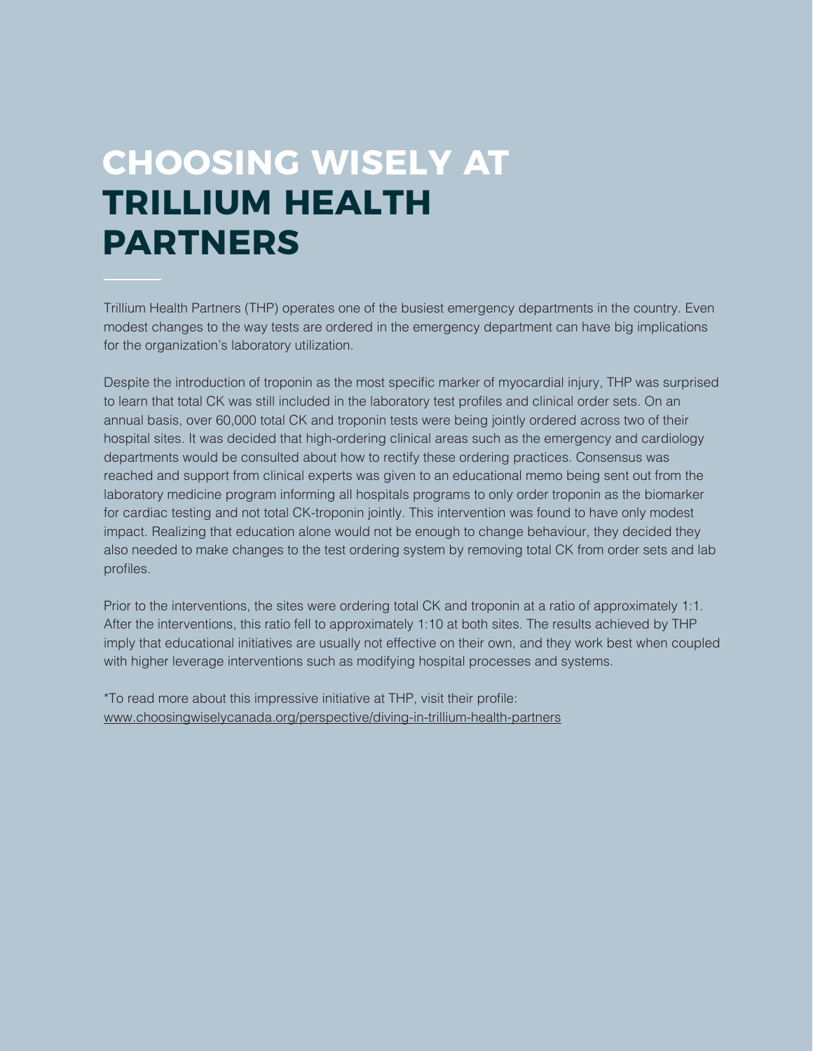# CHOOSING WISELY AT TRILLIUM HEALTH PARTNERS

Trillium Health Partners (THP) operates one of the busiest emergency departments in the country. Even modest changes to the way tests are ordered in the emergency department can have big implications for the organization's laboratory utilization.

Despite the introduction of troponin as the most specific marker of myocardial injury, THP was surprised to learn that total CK was still included in the laboratory test profiles and clinical order sets. On an annual basis, over 60,000 total CK and troponin tests were being jointly ordered across two of their hospital sites. It was decided that high-ordering clinical areas such as the emergency and cardiology departments would be consulted about how to rectify these ordering practices. Consensus was reached and support from clinical experts was given to an educational memo being sent out from the laboratory medicine program informing all hospitals programs to only order troponin as the biomarker for cardiac testing and not total CK-troponin jointly. This intervention was found to have only modest impact. Realizing that education alone would not be enough to change behaviour, they decided they also needed to make changes to the test ordering system by removing total CK from order sets and lab profiles.

Prior to the interventions, the sites were ordering total CK and troponin at a ratio of approximately 1:1. After the interventions, this ratio fell to approximately 1:10 at both sites. The results achieved by THP imply that educational initiatives are usually not effective on their own, and they work best when coupled with higher leverage interventions such as modifying hospital processes and systems.

*To read more about this impressive initiative at THP, visit their profile: www.choosingwiselycanada.org/perspective/diving-in-trillium-health-partners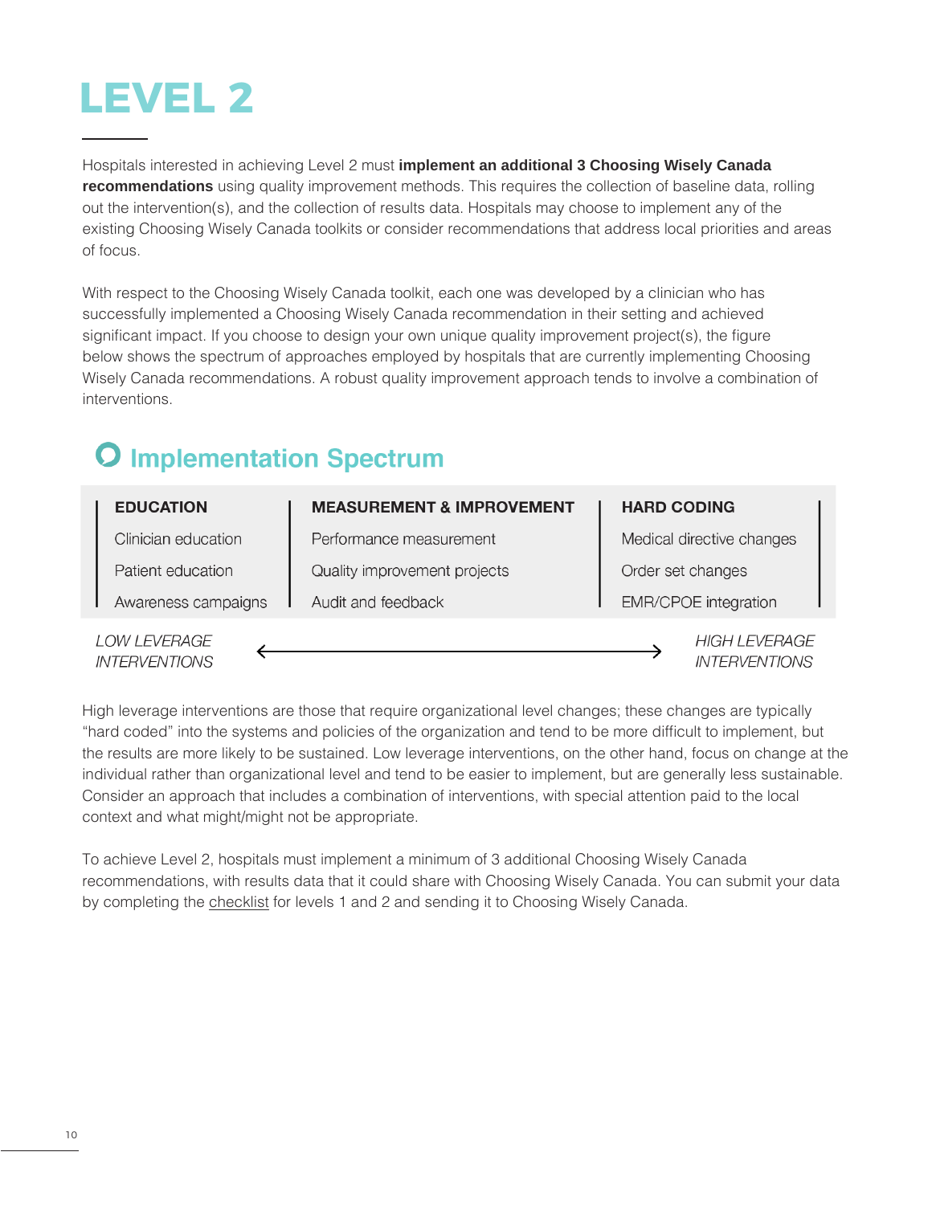# LEVEL 2

Hospitals interested in achieving Level 2 must **implement an additional 3 Choosing Wisely Canada recommendations** using quality improvement methods. This requires the collection of baseline data, rolling out the intervention(s), and the collection of results data. Hospitals may choose to implement any of the existing Choosing Wisely Canada toolkits or consider recommendations that address local priorities and areas of focus.

With respect to the Choosing Wisely Canada toolkit, each one was developed by a clinician who has successfully implemented a Choosing Wisely Canada recommendation in their setting and achieved significant impact. If you choose to design your own unique quality improvement project(s), the figure below shows the spectrum of approaches employed by hospitals that are currently implementing Choosing Wisely Canada recommendations. A robust quality improvement approach tends to involve a combination of interventions.

## Implementation Spectrum

| EDUCATION | MEASUREMENT & IMPROVEMENT | HARD CODING |
|---|---|---|
| Clinician education | Performance measurement | Medical directive changes |
| Patient education | Quality improvement projects | Order set changes |
| Awareness campaigns | Audit and feedback | EMR/CPOE integration |

*LOW LEVERAGE INTERVENTIONS* ⟵⟶ *HIGH LEVERAGE INTERVENTIONS*

High leverage interventions are those that require organizational level changes; these changes are typically "hard coded" into the systems and policies of the organization and tend to be more difficult to implement, but the results are more likely to be sustained. Low leverage interventions, on the other hand, focus on change at the individual rather than organizational level and tend to be easier to implement, but are generally less sustainable. Consider an approach that includes a combination of interventions, with special attention paid to the local context and what might/might not be appropriate.

To achieve Level 2, hospitals must implement a minimum of 3 additional Choosing Wisely Canada recommendations, with results data that it could share with Choosing Wisely Canada. You can submit your data by completing the checklist for levels 1 and 2 and sending it to Choosing Wisely Canada.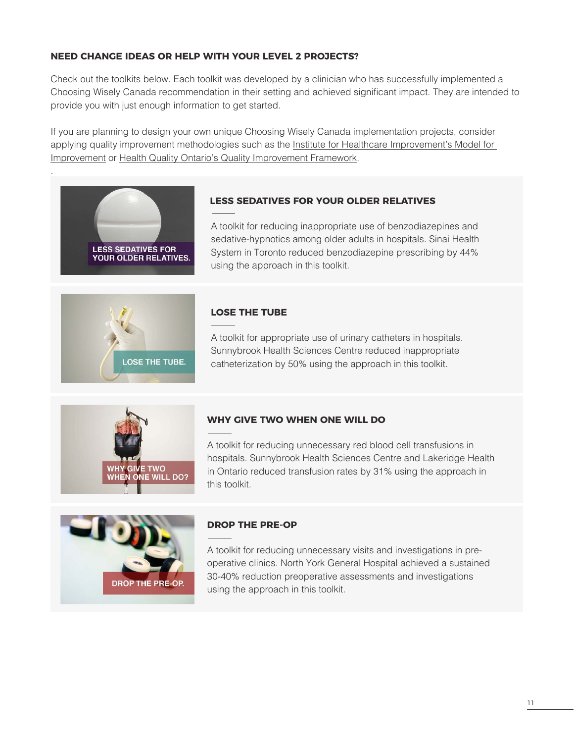**NEED CHANGE IDEAS OR HELP WITH YOUR LEVEL 2 PROJECTS?**

Check out the toolkits below. Each toolkit was developed by a clinician who has successfully implemented a Choosing Wisely Canada recommendation in their setting and achieved significant impact. They are intended to provide you with just enough information to get started.

If you are planning to design your own unique Choosing Wisely Canada implementation projects, consider applying quality improvement methodologies such as the Institute for Healthcare Improvement's Model for Improvement or Health Quality Ontario's Quality Improvement Framework.

### LESS SEDATIVES FOR YOUR OLDER RELATIVES

A toolkit for reducing inappropriate use of benzodiazepines and sedative-hypnotics among older adults in hospitals. Sinai Health System in Toronto reduced benzodiazepine prescribing by 44% using the approach in this toolkit.

### LOSE THE TUBE

A toolkit for appropriate use of urinary catheters in hospitals. Sunnybrook Health Sciences Centre reduced inappropriate catheterization by 50% using the approach in this toolkit.

### WHY GIVE TWO WHEN ONE WILL DO

A toolkit for reducing unnecessary red blood cell transfusions in hospitals. Sunnybrook Health Sciences Centre and Lakeridge Health in Ontario reduced transfusion rates by 31% using the approach in this toolkit.

### DROP THE PRE-OP

A toolkit for reducing unnecessary visits and investigations in pre-operative clinics. North York General Hospital achieved a sustained 30-40% reduction preoperative assessments and investigations using the approach in this toolkit.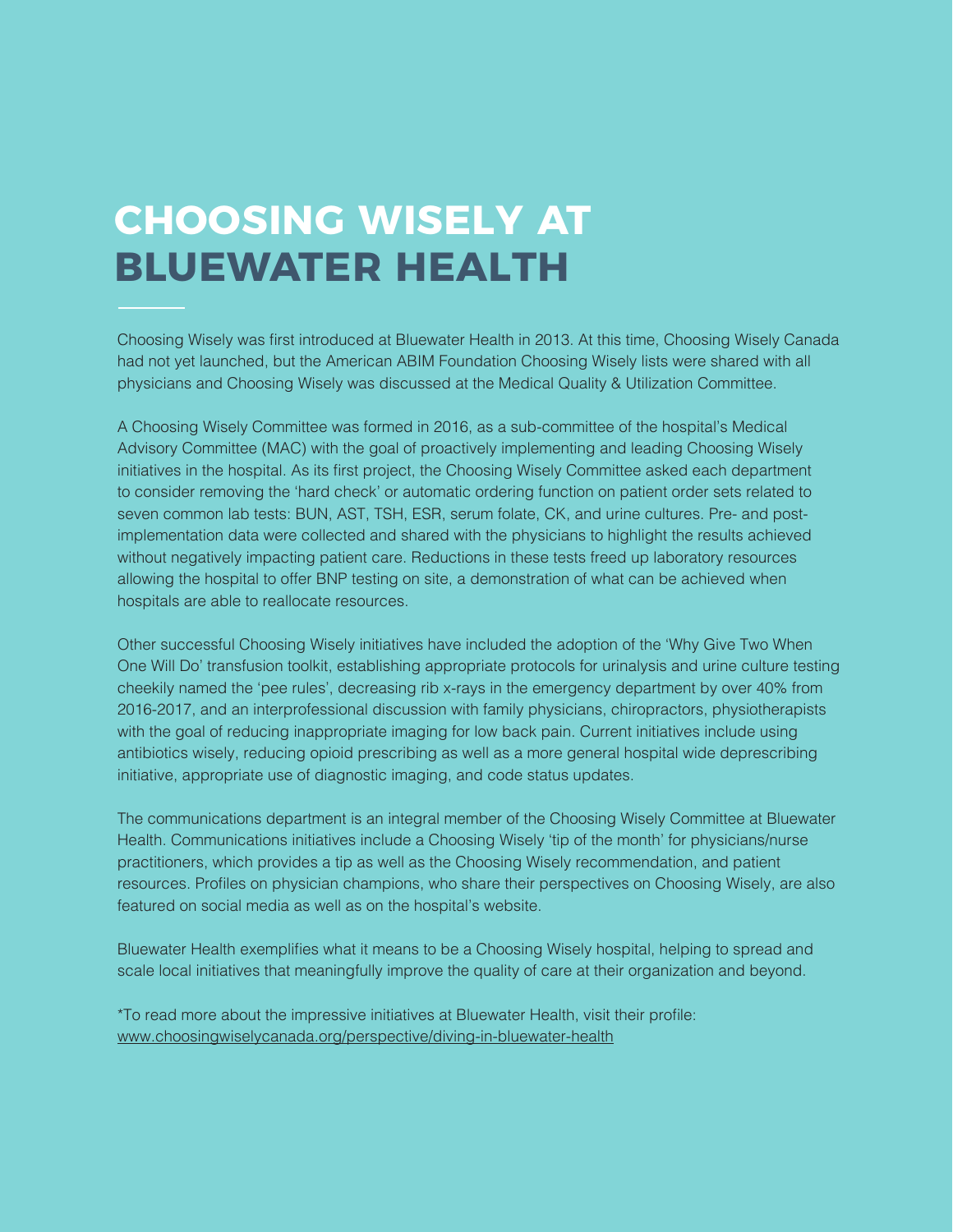# CHOOSING WISELY AT BLUEWATER HEALTH

Choosing Wisely was first introduced at Bluewater Health in 2013. At this time, Choosing Wisely Canada had not yet launched, but the American ABIM Foundation Choosing Wisely lists were shared with all physicians and Choosing Wisely was discussed at the Medical Quality & Utilization Committee.

A Choosing Wisely Committee was formed in 2016, as a sub-committee of the hospital's Medical Advisory Committee (MAC) with the goal of proactively implementing and leading Choosing Wisely initiatives in the hospital. As its first project, the Choosing Wisely Committee asked each department to consider removing the 'hard check' or automatic ordering function on patient order sets related to seven common lab tests: BUN, AST, TSH, ESR, serum folate, CK, and urine cultures. Pre- and post-implementation data were collected and shared with the physicians to highlight the results achieved without negatively impacting patient care. Reductions in these tests freed up laboratory resources allowing the hospital to offer BNP testing on site, a demonstration of what can be achieved when hospitals are able to reallocate resources.

Other successful Choosing Wisely initiatives have included the adoption of the 'Why Give Two When One Will Do' transfusion toolkit, establishing appropriate protocols for urinalysis and urine culture testing cheekily named the 'pee rules', decreasing rib x-rays in the emergency department by over 40% from 2016-2017, and an interprofessional discussion with family physicians, chiropractors, physiotherapists with the goal of reducing inappropriate imaging for low back pain. Current initiatives include using antibiotics wisely, reducing opioid prescribing as well as a more general hospital wide deprescribing initiative, appropriate use of diagnostic imaging, and code status updates.

The communications department is an integral member of the Choosing Wisely Committee at Bluewater Health. Communications initiatives include a Choosing Wisely 'tip of the month' for physicians/nurse practitioners, which provides a tip as well as the Choosing Wisely recommendation, and patient resources. Profiles on physician champions, who share their perspectives on Choosing Wisely, are also featured on social media as well as on the hospital's website.

Bluewater Health exemplifies what it means to be a Choosing Wisely hospital, helping to spread and scale local initiatives that meaningfully improve the quality of care at their organization and beyond.

*To read more about the impressive initiatives at Bluewater Health, visit their profile: www.choosingwiselycanada.org/perspective/diving-in-bluewater-health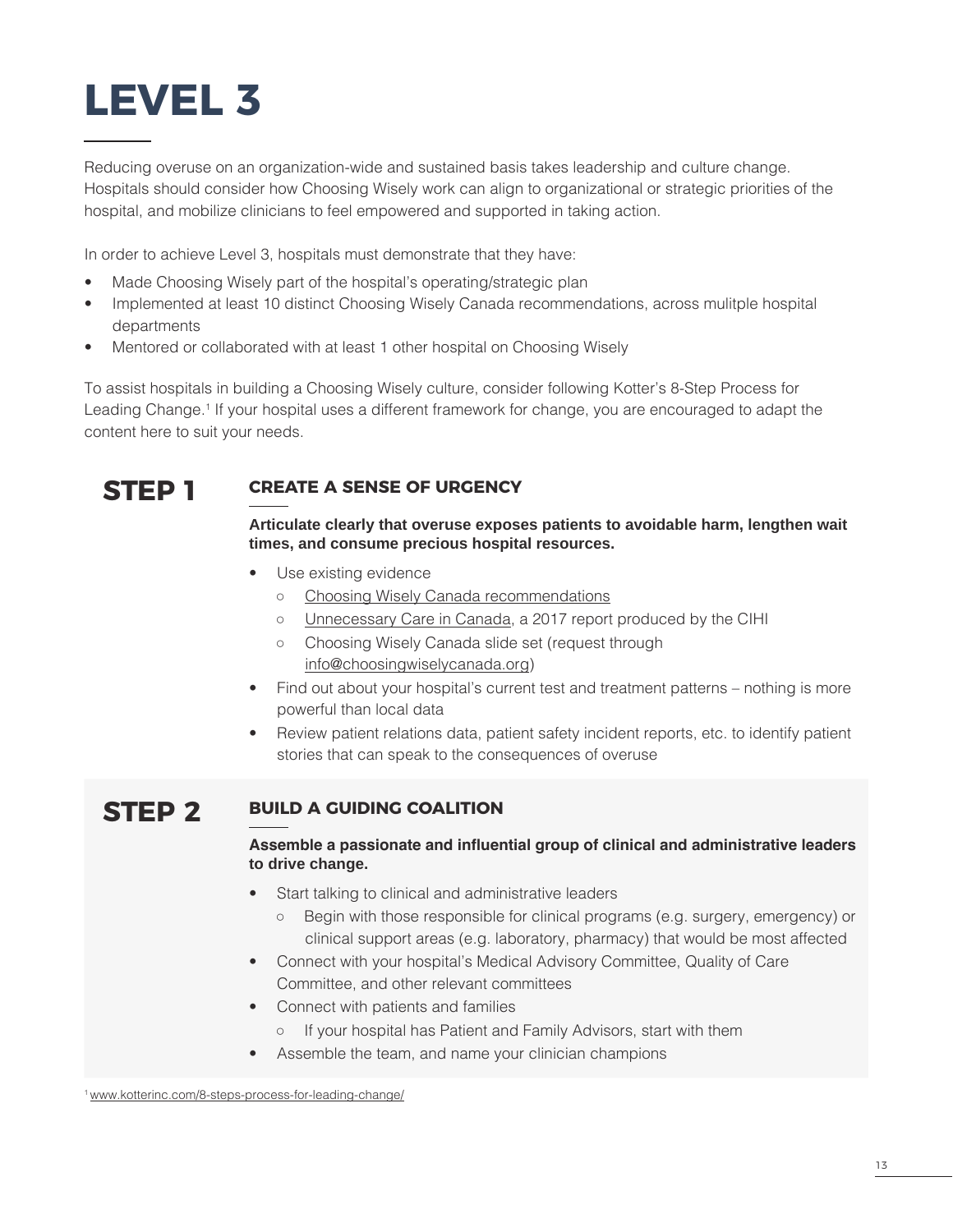# LEVEL 3

Reducing overuse on an organization-wide and sustained basis takes leadership and culture change. Hospitals should consider how Choosing Wisely work can align to organizational or strategic priorities of the hospital, and mobilize clinicians to feel empowered and supported in taking action.

In order to achieve Level 3, hospitals must demonstrate that they have:

- Made Choosing Wisely part of the hospital's operating/strategic plan
- Implemented at least 10 distinct Choosing Wisely Canada recommendations, across mulitple hospital departments
- Mentored or collaborated with at least 1 other hospital on Choosing Wisely

To assist hospitals in building a Choosing Wisely culture, consider following Kotter's 8-Step Process for Leading Change.[1] If your hospital uses a different framework for change, you are encouraged to adapt the content here to suit your needs.

## STEP 1

### CREATE A SENSE OF URGENCY

**Articulate clearly that overuse exposes patients to avoidable harm, lengthen wait times, and consume precious hospital resources.**

- Use existing evidence
  - Choosing Wisely Canada recommendations
  - Unnecessary Care in Canada, a 2017 report produced by the CIHI
  - Choosing Wisely Canada slide set (request through info@choosingwiselycanada.org)
- Find out about your hospital's current test and treatment patterns – nothing is more powerful than local data
- Review patient relations data, patient safety incident reports, etc. to identify patient stories that can speak to the consequences of overuse

## STEP 2

### BUILD A GUIDING COALITION

**Assemble a passionate and influential group of clinical and administrative leaders to drive change.**

- Start talking to clinical and administrative leaders
  - Begin with those responsible for clinical programs (e.g. surgery, emergency) or clinical support areas (e.g. laboratory, pharmacy) that would be most affected
- Connect with your hospital's Medical Advisory Committee, Quality of Care Committee, and other relevant committees
- Connect with patients and families
  - If your hospital has Patient and Family Advisors, start with them
- Assemble the team, and name your clinician champions

[1] www.kotterinc.com/8-steps-process-for-leading-change/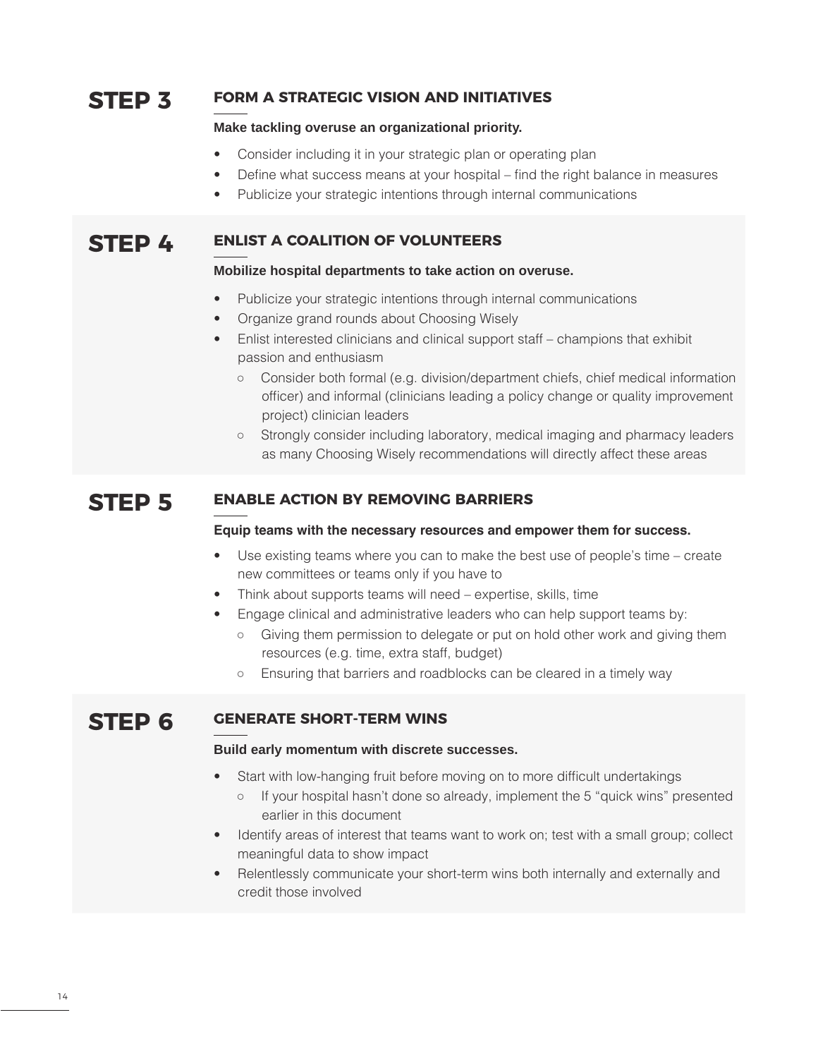## STEP 3

### FORM A STRATEGIC VISION AND INITIATIVES

**Make tackling overuse an organizational priority.**

- Consider including it in your strategic plan or operating plan
- Define what success means at your hospital – find the right balance in measures
- Publicize your strategic intentions through internal communications

## STEP 4

### ENLIST A COALITION OF VOLUNTEERS

**Mobilize hospital departments to take action on overuse.**

- Publicize your strategic intentions through internal communications
- Organize grand rounds about Choosing Wisely
- Enlist interested clinicians and clinical support staff – champions that exhibit passion and enthusiasm
  - Consider both formal (e.g. division/department chiefs, chief medical information officer) and informal (clinicians leading a policy change or quality improvement project) clinician leaders
  - Strongly consider including laboratory, medical imaging and pharmacy leaders as many Choosing Wisely recommendations will directly affect these areas

## STEP 5

### ENABLE ACTION BY REMOVING BARRIERS

**Equip teams with the necessary resources and empower them for success.**

- Use existing teams where you can to make the best use of people's time – create new committees or teams only if you have to
- Think about supports teams will need – expertise, skills, time
- Engage clinical and administrative leaders who can help support teams by:
  - Giving them permission to delegate or put on hold other work and giving them resources (e.g. time, extra staff, budget)
  - Ensuring that barriers and roadblocks can be cleared in a timely way

## STEP 6

### GENERATE SHORT-TERM WINS

**Build early momentum with discrete successes.**

- Start with low-hanging fruit before moving on to more difficult undertakings
  - If your hospital hasn't done so already, implement the 5 "quick wins" presented earlier in this document
- Identify areas of interest that teams want to work on; test with a small group; collect meaningful data to show impact
- Relentlessly communicate your short-term wins both internally and externally and credit those involved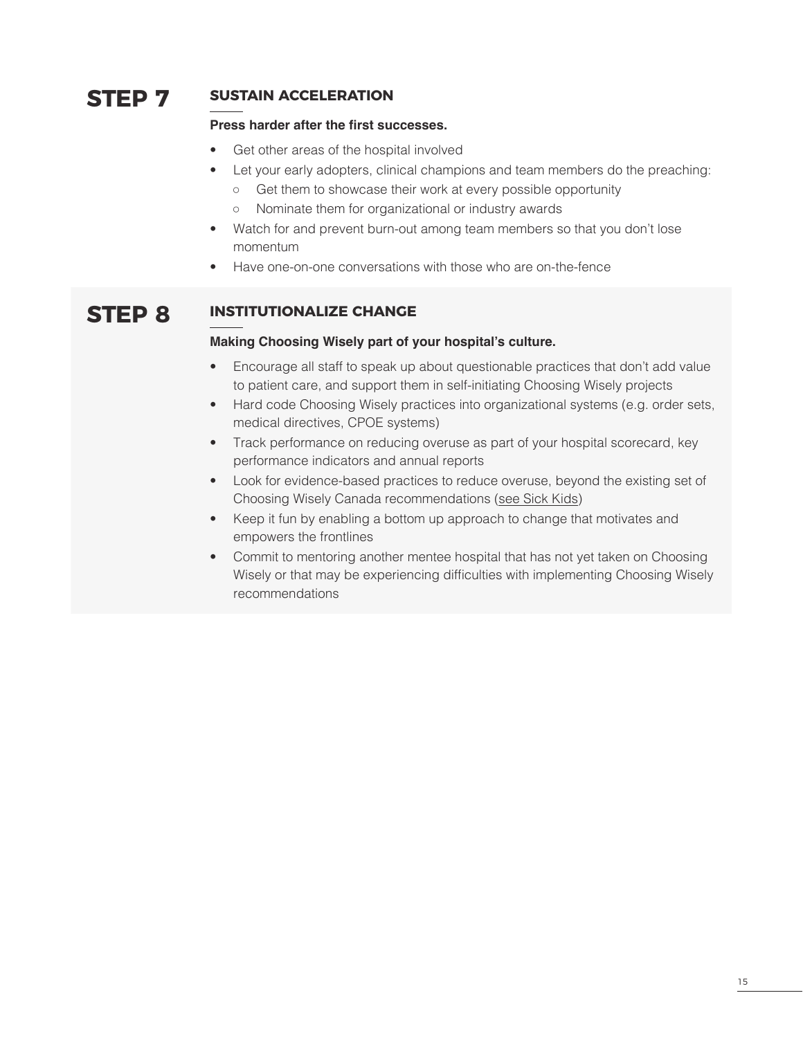## STEP 7

### SUSTAIN ACCELERATION

**Press harder after the first successes.**

- Get other areas of the hospital involved
- Let your early adopters, clinical champions and team members do the preaching:
  - Get them to showcase their work at every possible opportunity
  - Nominate them for organizational or industry awards
- Watch for and prevent burn-out among team members so that you don't lose momentum
- Have one-on-one conversations with those who are on-the-fence

## STEP 8

### INSTITUTIONALIZE CHANGE

**Making Choosing Wisely part of your hospital's culture.**

- Encourage all staff to speak up about questionable practices that don't add value to patient care, and support them in self-initiating Choosing Wisely projects
- Hard code Choosing Wisely practices into organizational systems (e.g. order sets, medical directives, CPOE systems)
- Track performance on reducing overuse as part of your hospital scorecard, key performance indicators and annual reports
- Look for evidence-based practices to reduce overuse, beyond the existing set of Choosing Wisely Canada recommendations (see Sick Kids)
- Keep it fun by enabling a bottom up approach to change that motivates and empowers the frontlines
- Commit to mentoring another mentee hospital that has not yet taken on Choosing Wisely or that may be experiencing difficulties with implementing Choosing Wisely recommendations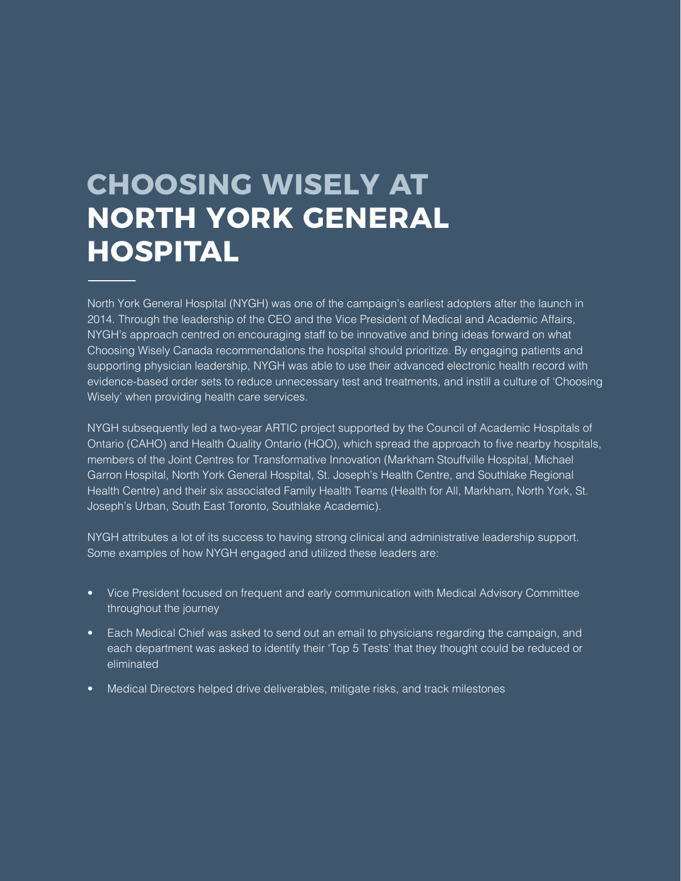# CHOOSING WISELY AT NORTH YORK GENERAL HOSPITAL

North York General Hospital (NYGH) was one of the campaign's earliest adopters after the launch in 2014. Through the leadership of the CEO and the Vice President of Medical and Academic Affairs, NYGH's approach centred on encouraging staff to be innovative and bring ideas forward on what Choosing Wisely Canada recommendations the hospital should prioritize. By engaging patients and supporting physician leadership, NYGH was able to use their advanced electronic health record with evidence-based order sets to reduce unnecessary test and treatments, and instill a culture of 'Choosing Wisely' when providing health care services.

NYGH subsequently led a two-year ARTIC project supported by the Council of Academic Hospitals of Ontario (CAHO) and Health Quality Ontario (HQO), which spread the approach to five nearby hospitals, members of the Joint Centres for Transformative Innovation (Markham Stouffville Hospital, Michael Garron Hospital, North York General Hospital, St. Joseph's Health Centre, and Southlake Regional Health Centre) and their six associated Family Health Teams (Health for All, Markham, North York, St. Joseph's Urban, South East Toronto, Southlake Academic).

NYGH attributes a lot of its success to having strong clinical and administrative leadership support. Some examples of how NYGH engaged and utilized these leaders are:

- Vice President focused on frequent and early communication with Medical Advisory Committee throughout the journey
- Each Medical Chief was asked to send out an email to physicians regarding the campaign, and each department was asked to identify their 'Top 5 Tests' that they thought could be reduced or eliminated
- Medical Directors helped drive deliverables, mitigate risks, and track milestones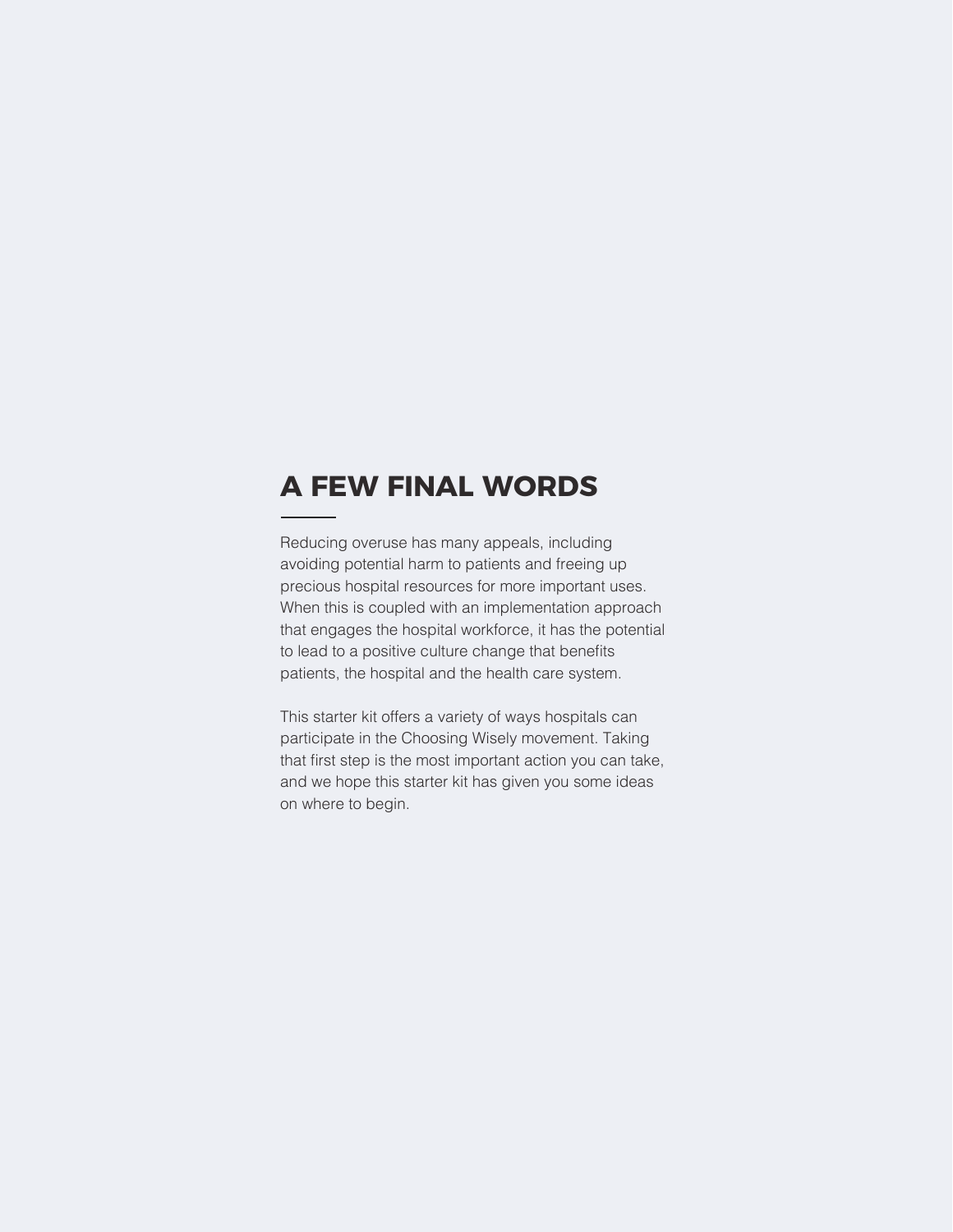# A FEW FINAL WORDS

Reducing overuse has many appeals, including avoiding potential harm to patients and freeing up precious hospital resources for more important uses. When this is coupled with an implementation approach that engages the hospital workforce, it has the potential to lead to a positive culture change that benefits patients, the hospital and the health care system.

This starter kit offers a variety of ways hospitals can participate in the Choosing Wisely movement. Taking that first step is the most important action you can take, and we hope this starter kit has given you some ideas on where to begin.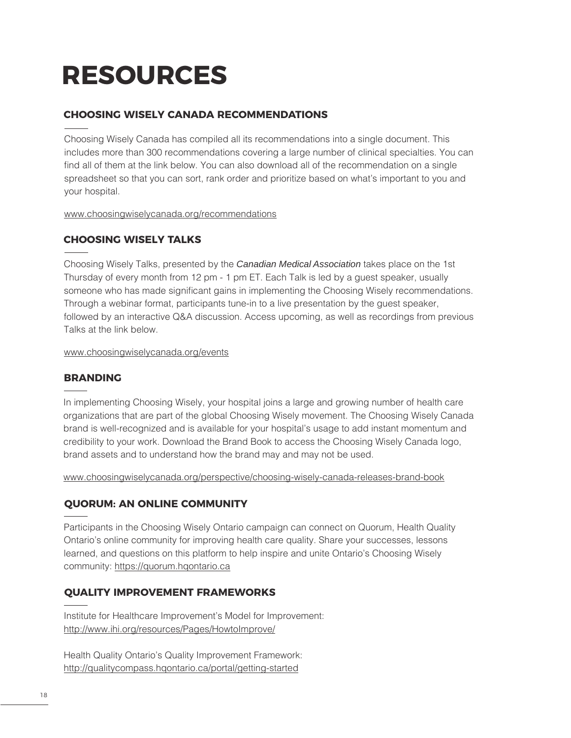# RESOURCES

## CHOOSING WISELY CANADA RECOMMENDATIONS

Choosing Wisely Canada has compiled all its recommendations into a single document. This includes more than 300 recommendations covering a large number of clinical specialties. You can find all of them at the link below. You can also download all of the recommendation on a single spreadsheet so that you can sort, rank order and prioritize based on what's important to you and your hospital.

www.choosingwiselycanada.org/recommendations

## CHOOSING WISELY TALKS

Choosing Wisely Talks, presented by the *Canadian Medical Association* takes place on the 1st Thursday of every month from 12 pm - 1 pm ET. Each Talk is led by a guest speaker, usually someone who has made significant gains in implementing the Choosing Wisely recommendations. Through a webinar format, participants tune-in to a live presentation by the guest speaker, followed by an interactive Q&A discussion. Access upcoming, as well as recordings from previous Talks at the link below.

www.choosingwiselycanada.org/events

## BRANDING

In implementing Choosing Wisely, your hospital joins a large and growing number of health care organizations that are part of the global Choosing Wisely movement. The Choosing Wisely Canada brand is well-recognized and is available for your hospital's usage to add instant momentum and credibility to your work. Download the Brand Book to access the Choosing Wisely Canada logo, brand assets and to understand how the brand may and may not be used.

www.choosingwiselycanada.org/perspective/choosing-wisely-canada-releases-brand-book

## QUORUM: AN ONLINE COMMUNITY

Participants in the Choosing Wisely Ontario campaign can connect on Quorum, Health Quality Ontario's online community for improving health care quality. Share your successes, lessons learned, and questions on this platform to help inspire and unite Ontario's Choosing Wisely community: https://quorum.hqontario.ca

## QUALITY IMPROVEMENT FRAMEWORKS

Institute for Healthcare Improvement's Model for Improvement:
http://www.ihi.org/resources/Pages/HowtoImprove/

Health Quality Ontario's Quality Improvement Framework:
http://qualitycompass.hqontario.ca/portal/getting-started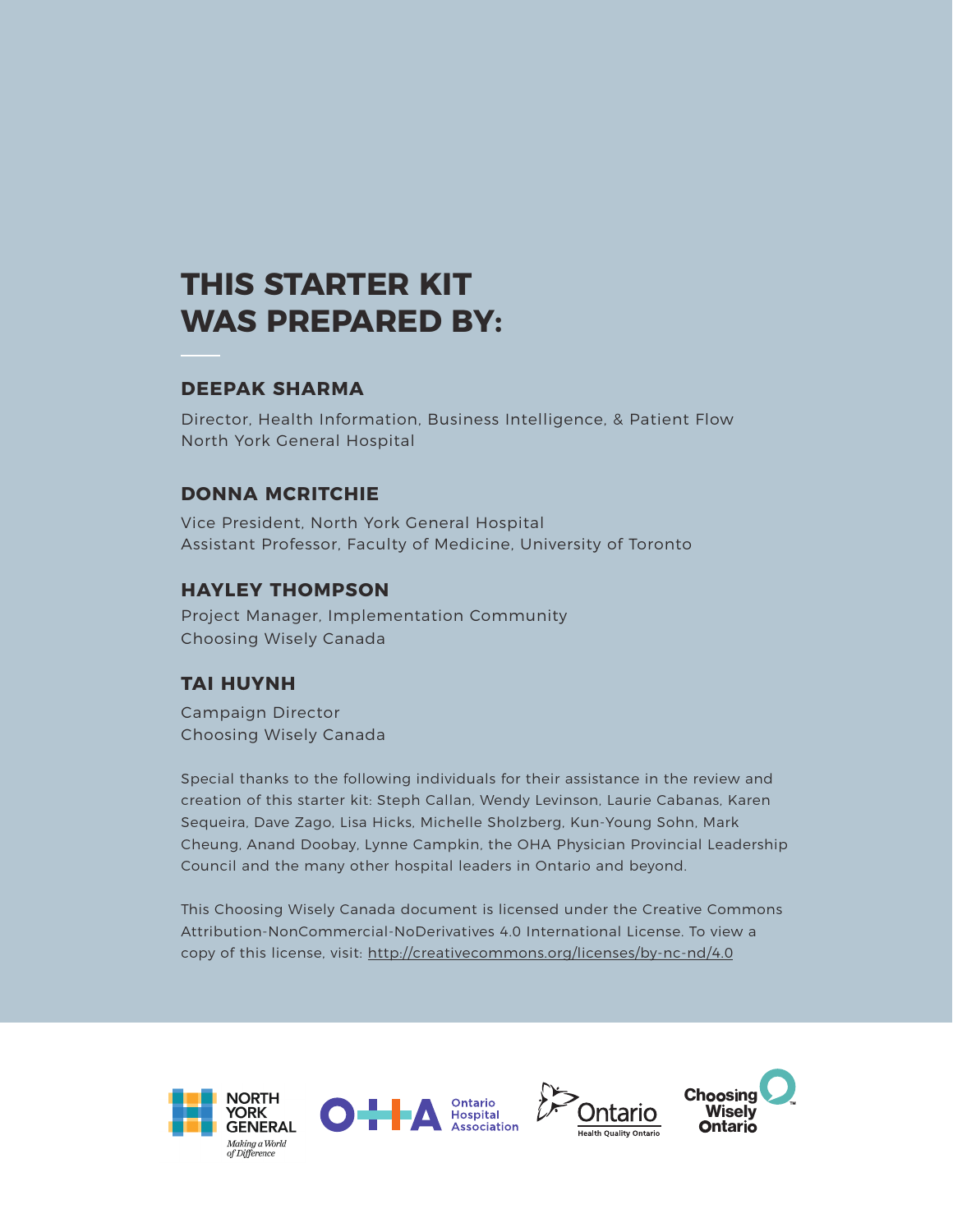# THIS STARTER KIT WAS PREPARED BY:

### DEEPAK SHARMA

Director, Health Information, Business Intelligence, & Patient Flow
North York General Hospital

### DONNA MCRITCHIE

Vice President, North York General Hospital
Assistant Professor, Faculty of Medicine, University of Toronto

### HAYLEY THOMPSON

Project Manager, Implementation Community
Choosing Wisely Canada

### TAI HUYNH

Campaign Director
Choosing Wisely Canada

Special thanks to the following individuals for their assistance in the review and creation of this starter kit: Steph Callan, Wendy Levinson, Laurie Cabanas, Karen Sequeira, Dave Zago, Lisa Hicks, Michelle Sholzberg, Kun-Young Sohn, Mark Cheung, Anand Doobay, Lynne Campkin, the OHA Physician Provincial Leadership Council and the many other hospital leaders in Ontario and beyond.

This Choosing Wisely Canada document is licensed under the Creative Commons Attribution-NonCommercial-NoDerivatives 4.0 International License. To view a copy of this license, visit: http://creativecommons.org/licenses/by-nc-nd/4.0

NORTH YORK GENERAL *Making a World of Difference*

Ontario Hospital Association

Ontario Health Quality Ontario

Choosing Wisely Ontario